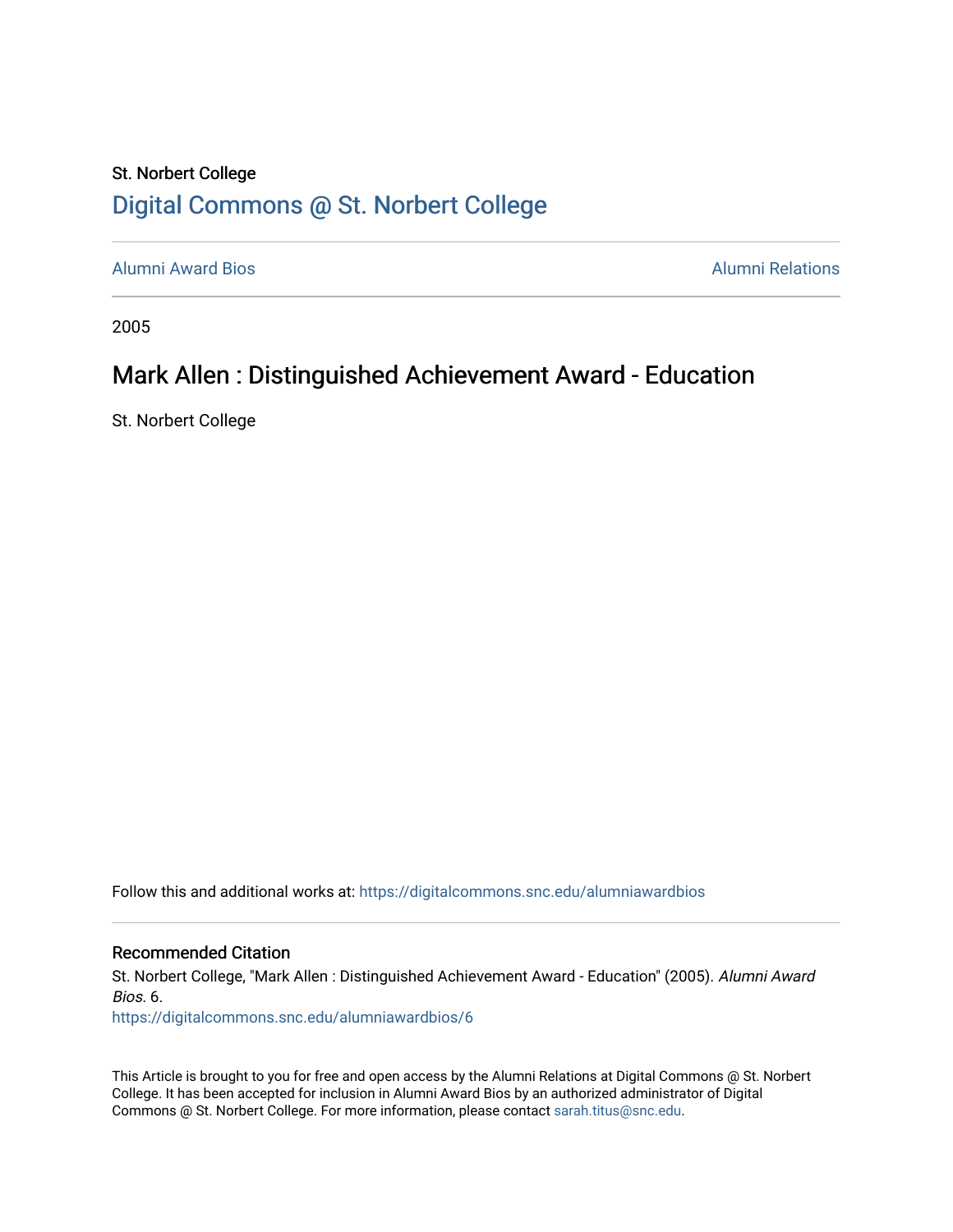St. Norbert College

## Digital Commons @ St. Norbert College

Alumni Award Bios | Alumni Relations

2005

# Mark Allen : Distinguished Achievement Award - Education

St. Norbert College

Follow this and additional works at: https://digitalcommons.snc.edu/alumniawardbios

### Recommended Citation

St. Norbert College, "Mark Allen : Distinguished Achievement Award - Education" (2005). *Alumni Award Bios*. 6.
https://digitalcommons.snc.edu/alumniawardbios/6

This Article is brought to you for free and open access by the Alumni Relations at Digital Commons @ St. Norbert College. It has been accepted for inclusion in Alumni Award Bios by an authorized administrator of Digital Commons @ St. Norbert College. For more information, please contact sarah.titus@snc.edu.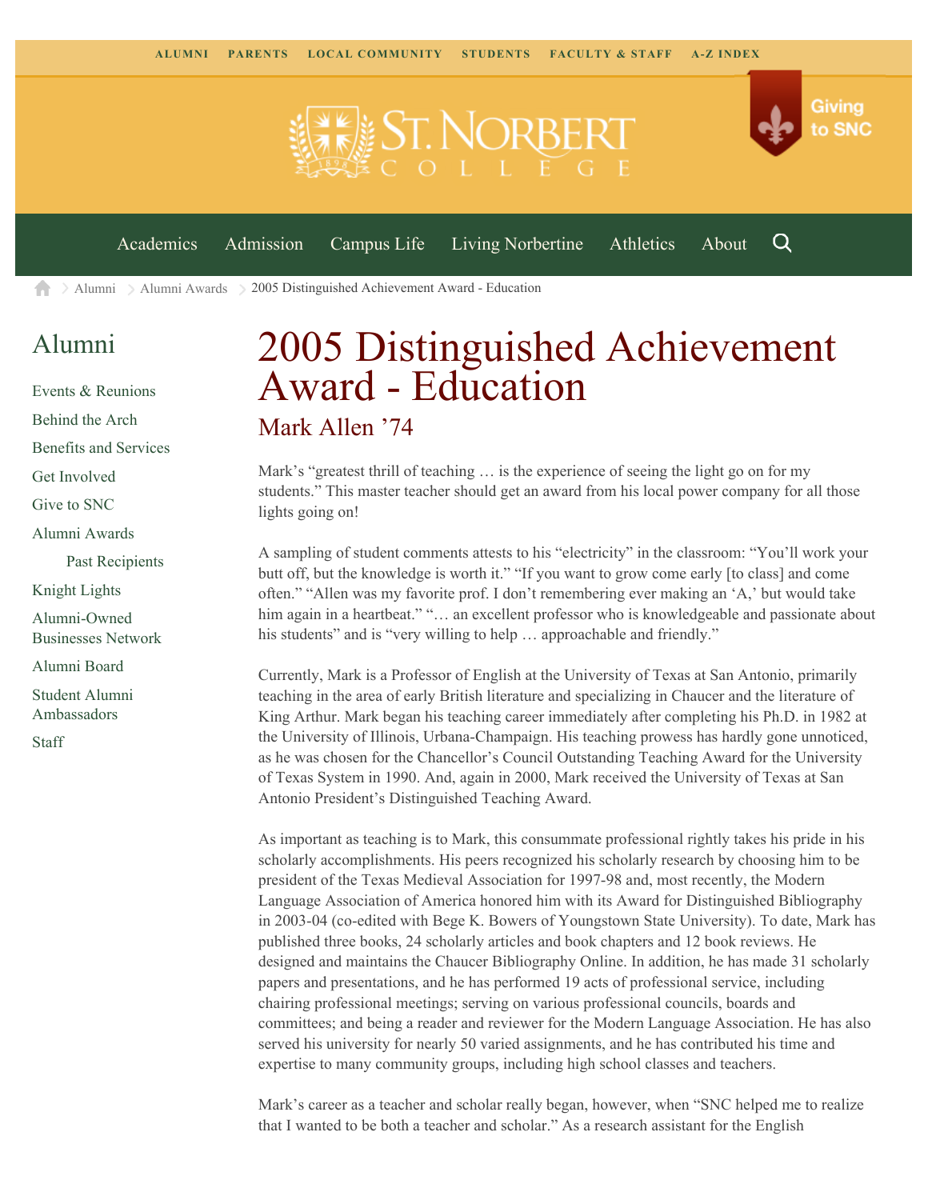ALUMNI PARENTS LOCAL COMMUNITY STUDENTS FACULTY & STAFF A-Z INDEX

Giving to SNC

Academics Admission Campus Life Living Norbertine Athletics About

Alumni > Alumni Awards > 2005 Distinguished Achievement Award - Education

## Alumni

- Events & Reunions
- Behind the Arch
- Benefits and Services
- Get Involved
- Give to SNC
- Alumni Awards
  - Past Recipients
- Knight Lights
- Alumni-Owned Businesses Network
- Alumni Board
- Student Alumni Ambassadors
- Staff

# 2005 Distinguished Achievement Award - Education

## Mark Allen '74

Mark's "greatest thrill of teaching … is the experience of seeing the light go on for my students." This master teacher should get an award from his local power company for all those lights going on!

A sampling of student comments attests to his "electricity" in the classroom: "You'll work your butt off, but the knowledge is worth it." "If you want to grow come early [to class] and come often." "Allen was my favorite prof. I don't remembering ever making an 'A,' but would take him again in a heartbeat." "… an excellent professor who is knowledgeable and passionate about his students" and is "very willing to help … approachable and friendly."

Currently, Mark is a Professor of English at the University of Texas at San Antonio, primarily teaching in the area of early British literature and specializing in Chaucer and the literature of King Arthur. Mark began his teaching career immediately after completing his Ph.D. in 1982 at the University of Illinois, Urbana-Champaign. His teaching prowess has hardly gone unnoticed, as he was chosen for the Chancellor's Council Outstanding Teaching Award for the University of Texas System in 1990. And, again in 2000, Mark received the University of Texas at San Antonio President's Distinguished Teaching Award.

As important as teaching is to Mark, this consummate professional rightly takes his pride in his scholarly accomplishments. His peers recognized his scholarly research by choosing him to be president of the Texas Medieval Association for 1997-98 and, most recently, the Modern Language Association of America honored him with its Award for Distinguished Bibliography in 2003-04 (co-edited with Bege K. Bowers of Youngstown State University). To date, Mark has published three books, 24 scholarly articles and book chapters and 12 book reviews. He designed and maintains the Chaucer Bibliography Online. In addition, he has made 31 scholarly papers and presentations, and he has performed 19 acts of professional service, including chairing professional meetings; serving on various professional councils, boards and committees; and being a reader and reviewer for the Modern Language Association. He has also served his university for nearly 50 varied assignments, and he has contributed his time and expertise to many community groups, including high school classes and teachers.

Mark's career as a teacher and scholar really began, however, when "SNC helped me to realize that I wanted to be both a teacher and scholar." As a research assistant for the English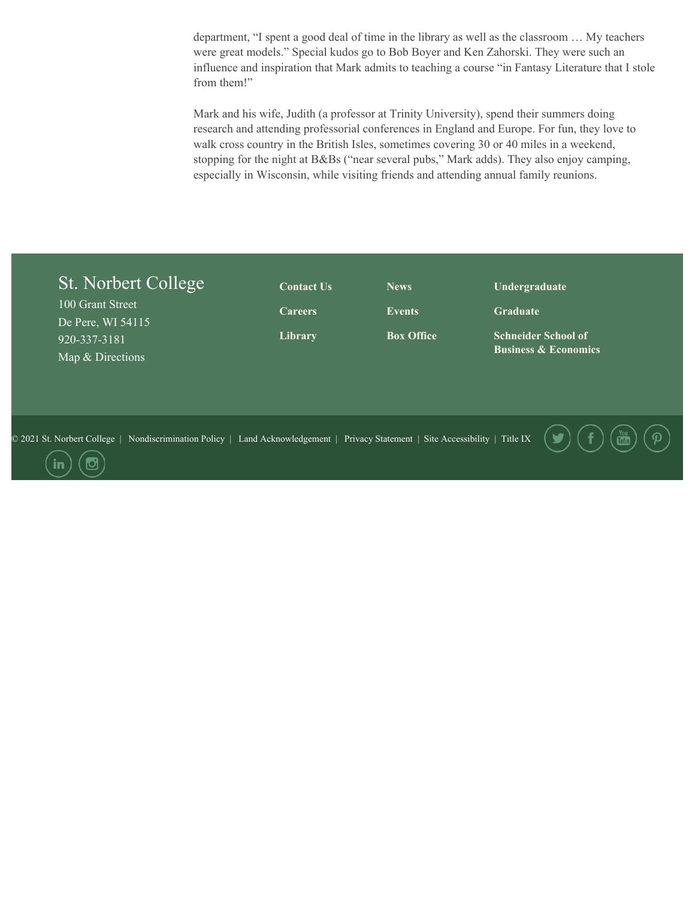department, "I spent a good deal of time in the library as well as the classroom … My teachers were great models." Special kudos go to Bob Boyer and Ken Zahorski. They were such an influence and inspiration that Mark admits to teaching a course "in Fantasy Literature that I stole from them!"

Mark and his wife, Judith (a professor at Trinity University), spend their summers doing research and attending professorial conferences in England and Europe. For fun, they love to walk cross country in the British Isles, sometimes covering 30 or 40 miles in a weekend, stopping for the night at B&Bs ("near several pubs," Mark adds). They also enjoy camping, especially in Wisconsin, while visiting friends and attending annual family reunions.

St. Norbert College
100 Grant Street
De Pere, WI 54115
920-337-3181
Map & Directions

**Contact Us**
**Careers**
**Library**
**News**
**Events**
**Box Office**
**Undergraduate**
**Graduate**
**Schneider School of Business & Economics**

© 2021 St. Norbert College | Nondiscrimination Policy | Land Acknowledgement | Privacy Statement | Site Accessibility | Title IX